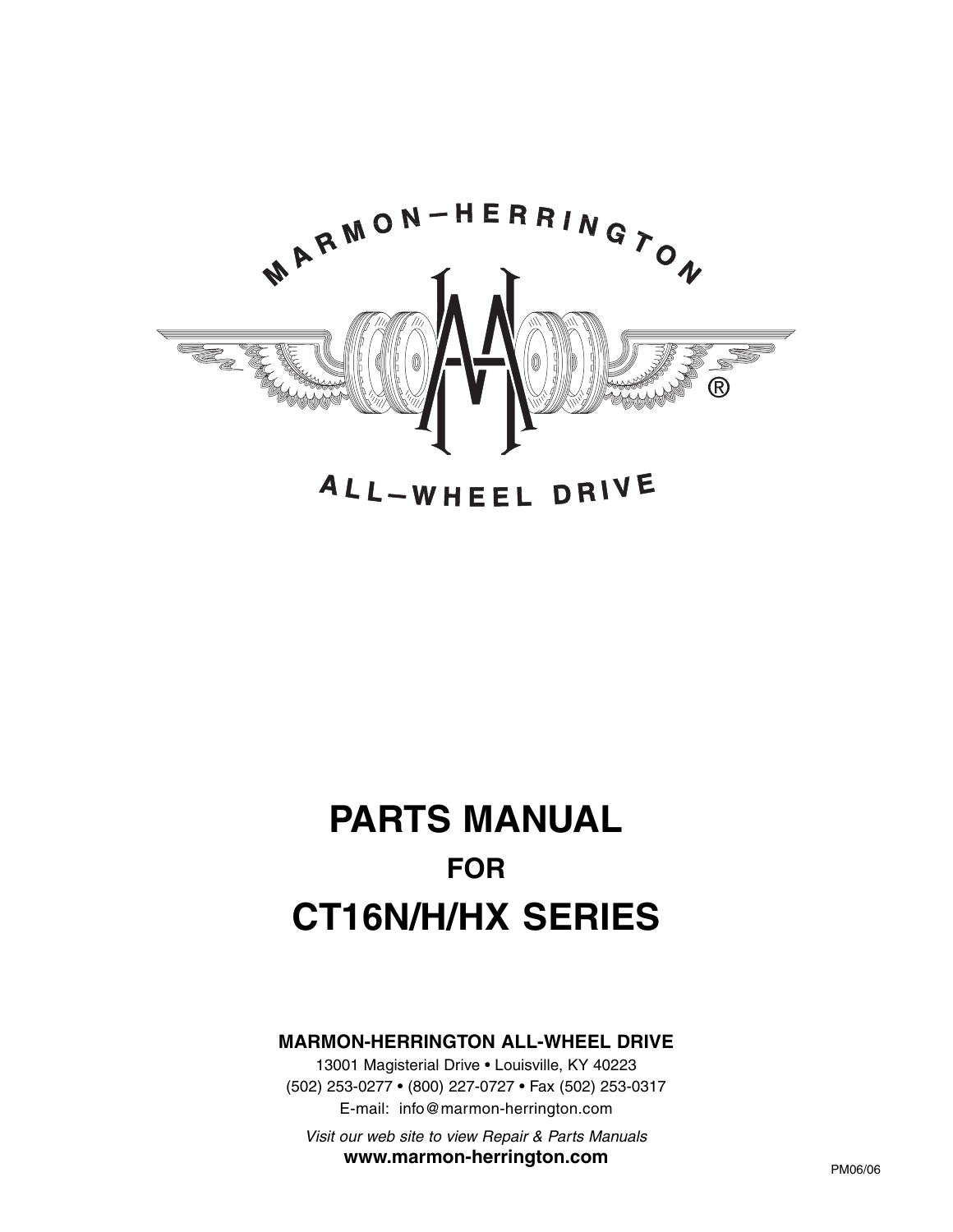MARMON–HERRINGTON

ALL–WHEEL DRIVE

# PARTS MANUAL

## FOR

# CT16N/H/HX SERIES

**MARMON-HERRINGTON ALL-WHEEL DRIVE**

13001 Magisterial Drive • Louisville, KY 40223
(502) 253-0277 • (800) 227-0727 • Fax (502) 253-0317
E-mail: info@marmon-herrington.com

*Visit our web site to view Repair & Parts Manuals*
**www.marmon-herrington.com**

PM06/06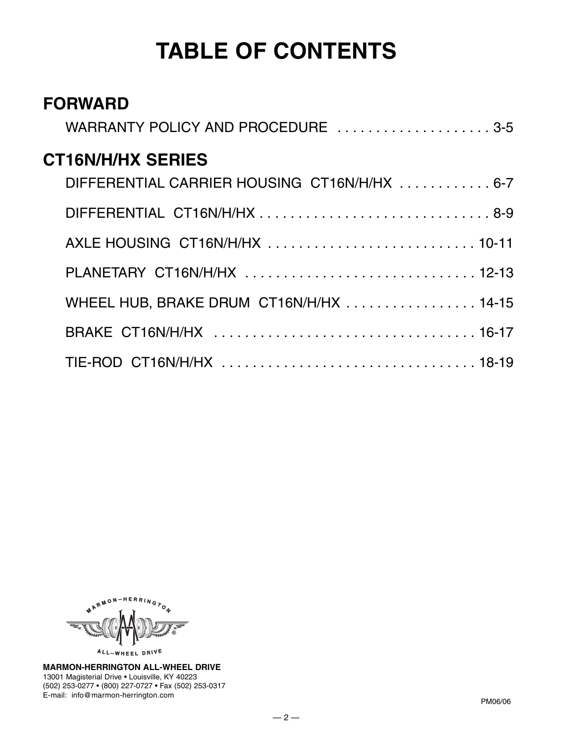# TABLE OF CONTENTS

## FORWARD

WARRANTY POLICY AND PROCEDURE . . . . . . . . . . . . . . . . . . . . 3-5

## CT16N/H/HX SERIES

DIFFERENTIAL CARRIER HOUSING CT16N/H/HX . . . . . . . . . . . . 6-7

DIFFERENTIAL CT16N/H/HX . . . . . . . . . . . . . . . . . . . . . . . . . . . . . . 8-9

AXLE HOUSING CT16N/H/HX . . . . . . . . . . . . . . . . . . . . . . . . . . . 10-11

PLANETARY CT16N/H/HX . . . . . . . . . . . . . . . . . . . . . . . . . . . . . . 12-13

WHEEL HUB, BRAKE DRUM CT16N/H/HX . . . . . . . . . . . . . . . . . 14-15

BRAKE CT16N/H/HX . . . . . . . . . . . . . . . . . . . . . . . . . . . . . . . . . . 16-17

TIE-ROD CT16N/H/HX . . . . . . . . . . . . . . . . . . . . . . . . . . . . . . . . 18-19

MARMON-HERRINGTON ALL-WHEEL DRIVE

**MARMON-HERRINGTON ALL-WHEEL DRIVE**
13001 Magisterial Drive • Louisville, KY 40223
(502) 253-0277 • (800) 227-0727 • Fax (502) 253-0317
E-mail: info@marmon-herrington.com

PM06/06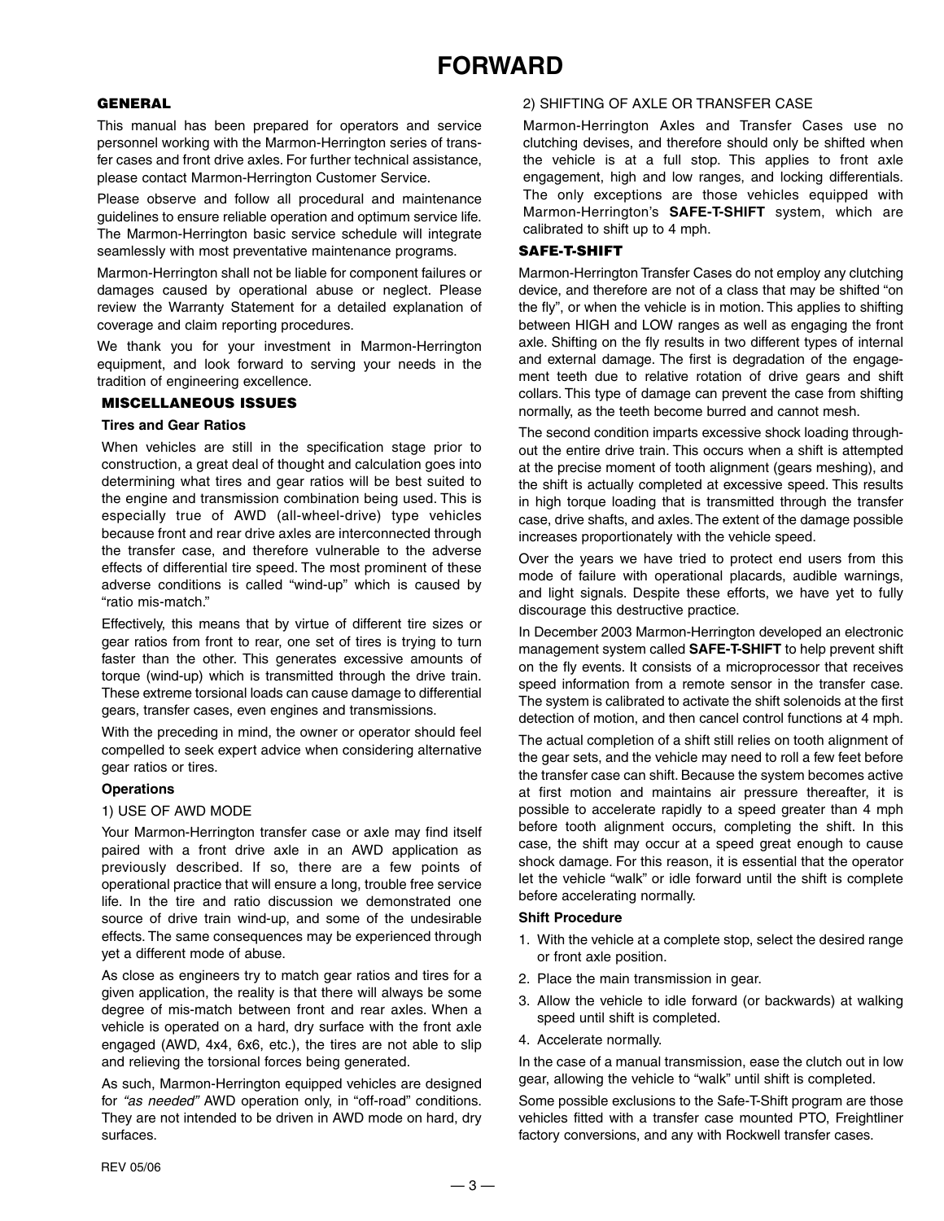# FORWARD

## GENERAL

This manual has been prepared for operators and service personnel working with the Marmon-Herrington series of transfer cases and front drive axles. For further technical assistance, please contact Marmon-Herrington Customer Service.

Please observe and follow all procedural and maintenance guidelines to ensure reliable operation and optimum service life. The Marmon-Herrington basic service schedule will integrate seamlessly with most preventative maintenance programs.

Marmon-Herrington shall not be liable for component failures or damages caused by operational abuse or neglect. Please review the Warranty Statement for a detailed explanation of coverage and claim reporting procedures.

We thank you for your investment in Marmon-Herrington equipment, and look forward to serving your needs in the tradition of engineering excellence.

## MISCELLANEOUS ISSUES

### Tires and Gear Ratios

When vehicles are still in the specification stage prior to construction, a great deal of thought and calculation goes into determining what tires and gear ratios will be best suited to the engine and transmission combination being used. This is especially true of AWD (all-wheel-drive) type vehicles because front and rear drive axles are interconnected through the transfer case, and therefore vulnerable to the adverse effects of differential tire speed. The most prominent of these adverse conditions is called "wind-up" which is caused by "ratio mis-match."

Effectively, this means that by virtue of different tire sizes or gear ratios from front to rear, one set of tires is trying to turn faster than the other. This generates excessive amounts of torque (wind-up) which is transmitted through the drive train. These extreme torsional loads can cause damage to differential gears, transfer cases, even engines and transmissions.

With the preceding in mind, the owner or operator should feel compelled to seek expert advice when considering alternative gear ratios or tires.

### Operations

1) USE OF AWD MODE

Your Marmon-Herrington transfer case or axle may find itself paired with a front drive axle in an AWD application as previously described. If so, there are a few points of operational practice that will ensure a long, trouble free service life. In the tire and ratio discussion we demonstrated one source of drive train wind-up, and some of the undesirable effects. The same consequences may be experienced through yet a different mode of abuse.

As close as engineers try to match gear ratios and tires for a given application, the reality is that there will always be some degree of mis-match between front and rear axles. When a vehicle is operated on a hard, dry surface with the front axle engaged (AWD, 4x4, 6x6, etc.), the tires are not able to slip and relieving the torsional forces being generated.

As such, Marmon-Herrington equipped vehicles are designed for *"as needed"* AWD operation only, in "off-road" conditions. They are not intended to be driven in AWD mode on hard, dry surfaces.

2) SHIFTING OF AXLE OR TRANSFER CASE

Marmon-Herrington Axles and Transfer Cases use no clutching devises, and therefore should only be shifted when the vehicle is at a full stop. This applies to front axle engagement, high and low ranges, and locking differentials. The only exceptions are those vehicles equipped with Marmon-Herrington's **SAFE-T-SHIFT** system, which are calibrated to shift up to 4 mph.

## SAFE-T-SHIFT

Marmon-Herrington Transfer Cases do not employ any clutching device, and therefore are not of a class that may be shifted "on the fly", or when the vehicle is in motion. This applies to shifting between HIGH and LOW ranges as well as engaging the front axle. Shifting on the fly results in two different types of internal and external damage. The first is degradation of the engagement teeth due to relative rotation of drive gears and shift collars. This type of damage can prevent the case from shifting normally, as the teeth become burred and cannot mesh.

The second condition imparts excessive shock loading throughout the entire drive train. This occurs when a shift is attempted at the precise moment of tooth alignment (gears meshing), and the shift is actually completed at excessive speed. This results in high torque loading that is transmitted through the transfer case, drive shafts, and axles. The extent of the damage possible increases proportionately with the vehicle speed.

Over the years we have tried to protect end users from this mode of failure with operational placards, audible warnings, and light signals. Despite these efforts, we have yet to fully discourage this destructive practice.

In December 2003 Marmon-Herrington developed an electronic management system called **SAFE-T-SHIFT** to help prevent shift on the fly events. It consists of a microprocessor that receives speed information from a remote sensor in the transfer case. The system is calibrated to activate the shift solenoids at the first detection of motion, and then cancel control functions at 4 mph.

The actual completion of a shift still relies on tooth alignment of the gear sets, and the vehicle may need to roll a few feet before the transfer case can shift. Because the system becomes active at first motion and maintains air pressure thereafter, it is possible to accelerate rapidly to a speed greater than 4 mph before tooth alignment occurs, completing the shift. In this case, the shift may occur at a speed great enough to cause shock damage. For this reason, it is essential that the operator let the vehicle "walk" or idle forward until the shift is complete before accelerating normally.

### Shift Procedure

1. With the vehicle at a complete stop, select the desired range or front axle position.
2. Place the main transmission in gear.
3. Allow the vehicle to idle forward (or backwards) at walking speed until shift is completed.
4. Accelerate normally.

In the case of a manual transmission, ease the clutch out in low gear, allowing the vehicle to "walk" until shift is completed.

Some possible exclusions to the Safe-T-Shift program are those vehicles fitted with a transfer case mounted PTO, Freightliner factory conversions, and any with Rockwell transfer cases.

REV 05/06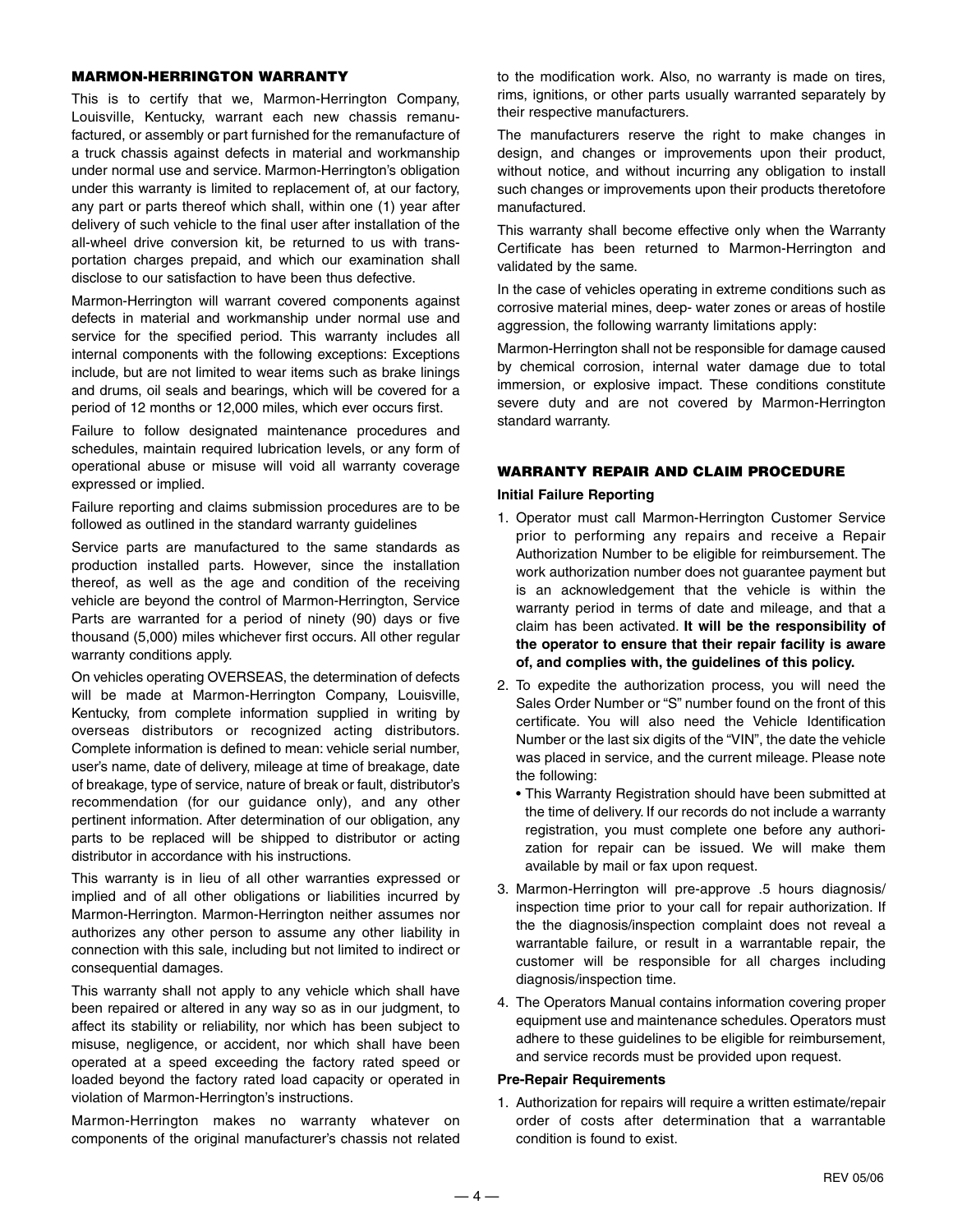### MARMON-HERRINGTON WARRANTY

This is to certify that we, Marmon-Herrington Company, Louisville, Kentucky, warrant each new chassis remanufactured, or assembly or part furnished for the remanufacture of a truck chassis against defects in material and workmanship under normal use and service. Marmon-Herrington's obligation under this warranty is limited to replacement of, at our factory, any part or parts thereof which shall, within one (1) year after delivery of such vehicle to the final user after installation of the all-wheel drive conversion kit, be returned to us with transportation charges prepaid, and which our examination shall disclose to our satisfaction to have been thus defective.

Marmon-Herrington will warrant covered components against defects in material and workmanship under normal use and service for the specified period. This warranty includes all internal components with the following exceptions: Exceptions include, but are not limited to wear items such as brake linings and drums, oil seals and bearings, which will be covered for a period of 12 months or 12,000 miles, which ever occurs first.

Failure to follow designated maintenance procedures and schedules, maintain required lubrication levels, or any form of operational abuse or misuse will void all warranty coverage expressed or implied.

Failure reporting and claims submission procedures are to be followed as outlined in the standard warranty guidelines

Service parts are manufactured to the same standards as production installed parts. However, since the installation thereof, as well as the age and condition of the receiving vehicle are beyond the control of Marmon-Herrington, Service Parts are warranted for a period of ninety (90) days or five thousand (5,000) miles whichever first occurs. All other regular warranty conditions apply.

On vehicles operating OVERSEAS, the determination of defects will be made at Marmon-Herrington Company, Louisville, Kentucky, from complete information supplied in writing by overseas distributors or recognized acting distributors. Complete information is defined to mean: vehicle serial number, user's name, date of delivery, mileage at time of breakage, date of breakage, type of service, nature of break or fault, distributor's recommendation (for our guidance only), and any other pertinent information. After determination of our obligation, any parts to be replaced will be shipped to distributor or acting distributor in accordance with his instructions.

This warranty is in lieu of all other warranties expressed or implied and of all other obligations or liabilities incurred by Marmon-Herrington. Marmon-Herrington neither assumes nor authorizes any other person to assume any other liability in connection with this sale, including but not limited to indirect or consequential damages.

This warranty shall not apply to any vehicle which shall have been repaired or altered in any way so as in our judgment, to affect its stability or reliability, nor which has been subject to misuse, negligence, or accident, nor which shall have been operated at a speed exceeding the factory rated speed or loaded beyond the factory rated load capacity or operated in violation of Marmon-Herrington's instructions.

Marmon-Herrington makes no warranty whatever on components of the original manufacturer's chassis not related to the modification work. Also, no warranty is made on tires, rims, ignitions, or other parts usually warranted separately by their respective manufacturers.

The manufacturers reserve the right to make changes in design, and changes or improvements upon their product, without notice, and without incurring any obligation to install such changes or improvements upon their products theretofore manufactured.

This warranty shall become effective only when the Warranty Certificate has been returned to Marmon-Herrington and validated by the same.

In the case of vehicles operating in extreme conditions such as corrosive material mines, deep- water zones or areas of hostile aggression, the following warranty limitations apply:

Marmon-Herrington shall not be responsible for damage caused by chemical corrosion, internal water damage due to total immersion, or explosive impact. These conditions constitute severe duty and are not covered by Marmon-Herrington standard warranty.

### WARRANTY REPAIR AND CLAIM PROCEDURE

**Initial Failure Reporting**

1. Operator must call Marmon-Herrington Customer Service prior to performing any repairs and receive a Repair Authorization Number to be eligible for reimbursement. The work authorization number does not guarantee payment but is an acknowledgement that the vehicle is within the warranty period in terms of date and mileage, and that a claim has been activated. **It will be the responsibility of the operator to ensure that their repair facility is aware of, and complies with, the guidelines of this policy.**
2. To expedite the authorization process, you will need the Sales Order Number or "S" number found on the front of this certificate. You will also need the Vehicle Identification Number or the last six digits of the "VIN", the date the vehicle was placed in service, and the current mileage. Please note the following:
   - This Warranty Registration should have been submitted at the time of delivery. If our records do not include a warranty registration, you must complete one before any authorization for repair can be issued. We will make them available by mail or fax upon request.
3. Marmon-Herrington will pre-approve .5 hours diagnosis/inspection time prior to your call for repair authorization. If the the diagnosis/inspection complaint does not reveal a warrantable failure, or result in a warrantable repair, the customer will be responsible for all charges including diagnosis/inspection time.
4. The Operators Manual contains information covering proper equipment use and maintenance schedules. Operators must adhere to these guidelines to be eligible for reimbursement, and service records must be provided upon request.

**Pre-Repair Requirements**

1. Authorization for repairs will require a written estimate/repair order of costs after determination that a warrantable condition is found to exist.

REV 05/06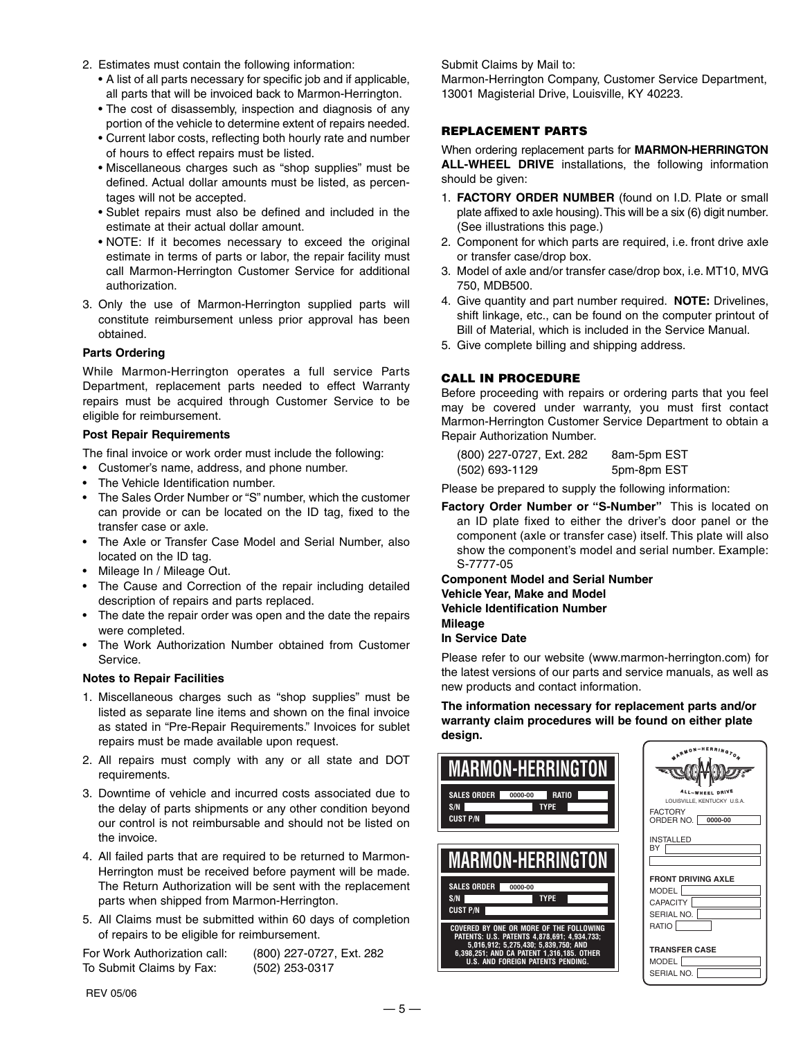2. Estimates must contain the following information:
   - A list of all parts necessary for specific job and if applicable, all parts that will be invoiced back to Marmon-Herrington.
   - The cost of disassembly, inspection and diagnosis of any portion of the vehicle to determine extent of repairs needed.
   - Current labor costs, reflecting both hourly rate and number of hours to effect repairs must be listed.
   - Miscellaneous charges such as "shop supplies" must be defined. Actual dollar amounts must be listed, as percentages will not be accepted.
   - Sublet repairs must also be defined and included in the estimate at their actual dollar amount.
   - NOTE: If it becomes necessary to exceed the original estimate in terms of parts or labor, the repair facility must call Marmon-Herrington Customer Service for additional authorization.
3. Only the use of Marmon-Herrington supplied parts will constitute reimbursement unless prior approval has been obtained.

**Parts Ordering**

While Marmon-Herrington operates a full service Parts Department, replacement parts needed to effect Warranty repairs must be acquired through Customer Service to be eligible for reimbursement.

**Post Repair Requirements**

The final invoice or work order must include the following:

- Customer's name, address, and phone number.
- The Vehicle Identification number.
- The Sales Order Number or "S" number, which the customer can provide or can be located on the ID tag, fixed to the transfer case or axle.
- The Axle or Transfer Case Model and Serial Number, also located on the ID tag.
- Mileage In / Mileage Out.
- The Cause and Correction of the repair including detailed description of repairs and parts replaced.
- The date the repair order was open and the date the repairs were completed.
- The Work Authorization Number obtained from Customer Service.

**Notes to Repair Facilities**

1. Miscellaneous charges such as "shop supplies" must be listed as separate line items and shown on the final invoice as stated in "Pre-Repair Requirements." Invoices for sublet repairs must be made available upon request.
2. All repairs must comply with any or all state and DOT requirements.
3. Downtime of vehicle and incurred costs associated due to the delay of parts shipments or any other condition beyond our control is not reimbursable and should not be listed on the invoice.
4. All failed parts that are required to be returned to Marmon-Herrington must be received before payment will be made. The Return Authorization will be sent with the replacement parts when shipped from Marmon-Herrington.
5. All Claims must be submitted within 60 days of completion of repairs to be eligible for reimbursement.

For Work Authorization call: (800) 227-0727, Ext. 282
To Submit Claims by Fax: (502) 253-0317

REV 05/06

Submit Claims by Mail to:
Marmon-Herrington Company, Customer Service Department, 13001 Magisterial Drive, Louisville, KY 40223.

### REPLACEMENT PARTS

When ordering replacement parts for **MARMON-HERRINGTON ALL-WHEEL DRIVE** installations, the following information should be given:

1. **FACTORY ORDER NUMBER** (found on I.D. Plate or small plate affixed to axle housing). This will be a six (6) digit number. (See illustrations this page.)
2. Component for which parts are required, i.e. front drive axle or transfer case/drop box.
3. Model of axle and/or transfer case/drop box, i.e. MT10, MVG 750, MDB500.
4. Give quantity and part number required. **NOTE:** Drivelines, shift linkage, etc., can be found on the computer printout of Bill of Material, which is included in the Service Manual.
5. Give complete billing and shipping address.

### CALL IN PROCEDURE

Before proceeding with repairs or ordering parts that you feel may be covered under warranty, you must first contact Marmon-Herrington Customer Service Department to obtain a Repair Authorization Number.

(800) 227-0727, Ext. 282 8am-5pm EST
(502) 693-1129 5pm-8pm EST

Please be prepared to supply the following information:

**Factory Order Number or "S-Number"** This is located on an ID plate fixed to either the driver's door panel or the component (axle or transfer case) itself. This plate will also show the component's model and serial number. Example: S-7777-05

**Component Model and Serial Number**
**Vehicle Year, Make and Model**
**Vehicle Identification Number**
**Mileage**
**In Service Date**

Please refer to our website (www.marmon-herrington.com) for the latest versions of our parts and service manuals, as well as new products and contact information.

**The information necessary for replacement parts and/or warranty claim procedures will be found on either plate design.**

MARMON-HERRINGTON
SALES ORDER 0000-00 RATIO
S/N TYPE
CUST P/N

MARMON-HERRINGTON
SALES ORDER 0000-00
S/N TYPE
CUST P/N
COVERED BY ONE OR MORE OF THE FOLLOWING PATENTS: U.S. PATENTS 4,878,691; 4,934,733; 5,016,912; 5,275,430; 5,839,750; AND 6,398,251; AND CA PATENT 1,316,185. OTHER U.S. AND FOREIGN PATENTS PENDING.

MARMON-HERRINGTON
ALL-WHEEL DRIVE
LOUISVILLE, KENTUCKY U.S.A.
FACTORY ORDER NO. 0000-00
INSTALLED BY
FRONT DRIVING AXLE
MODEL
CAPACITY
SERIAL NO.
RATIO
TRANSFER CASE
MODEL
SERIAL NO.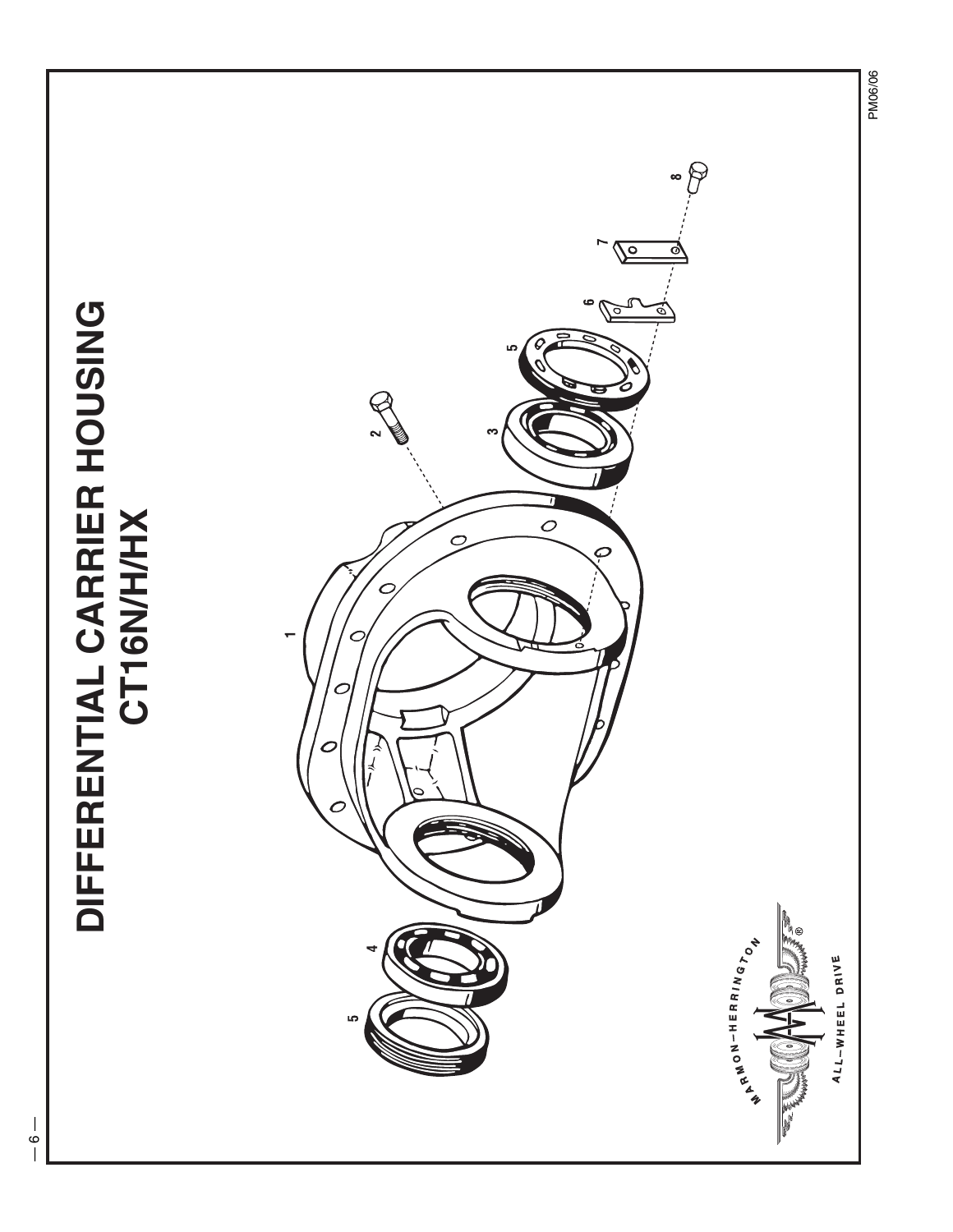# DIFFERENTIAL CARRIER HOUSING
## CT16N/H/HX

1

2

3

4

5

5

6

7

8

MARMON–HERRINGTON

ALL–WHEEL DRIVE

PM06/06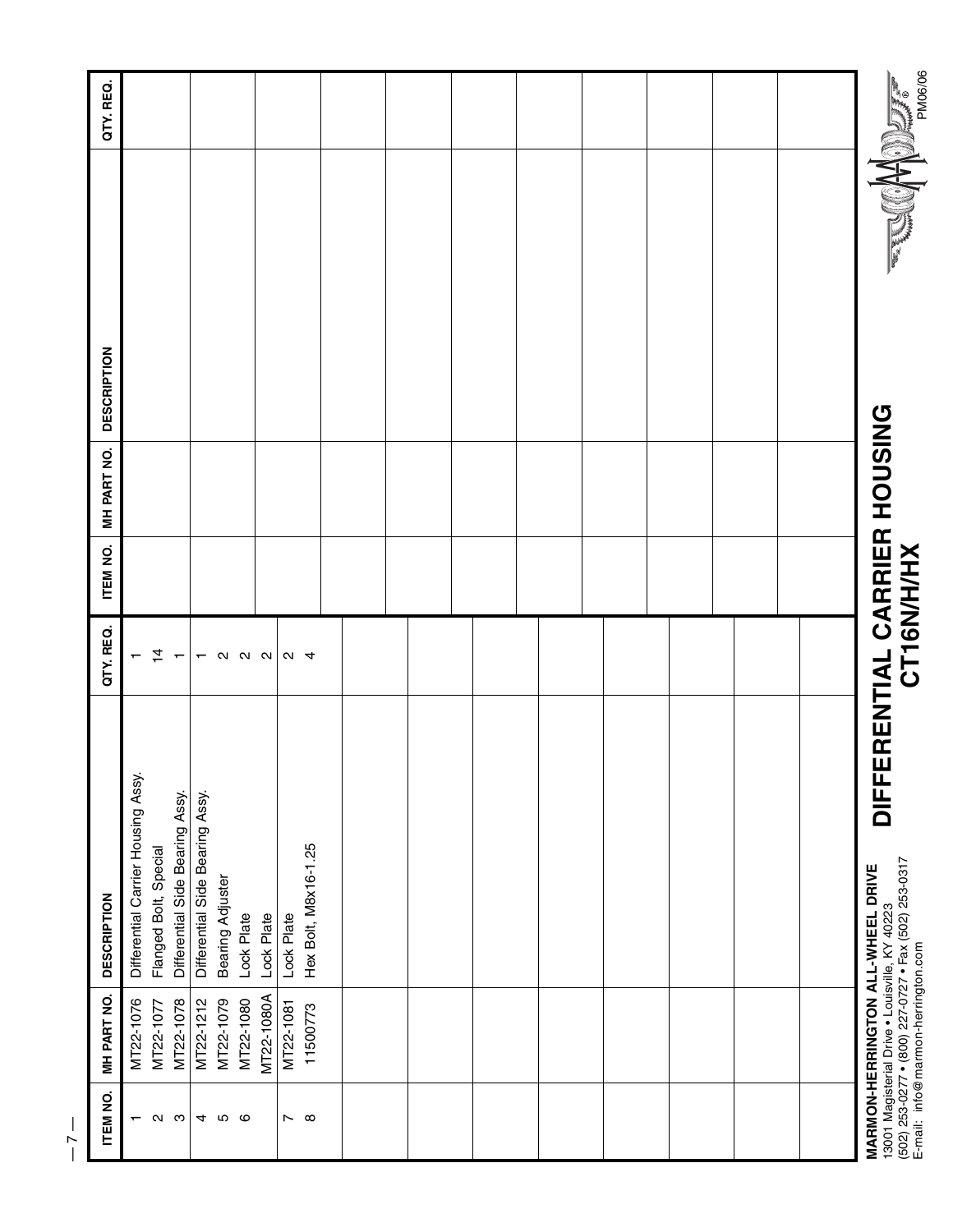| ITEM NO. | MH PART NO. | DESCRIPTION | QTY. REQ. |
|---|---|---|---|
| 1 | MT22-1076 | Differential Carrier Housing Assy. | 1 |
| 2 | MT22-1077 | Flanged Bolt, Special | 14 |
| 3 | MT22-1078 | Differential Side Bearing Assy. | 1 |
| 4 | MT22-1212 | Differential Side Bearing Assy. | 1 |
| 5 | MT22-1079 | Bearing Adjuster | 2 |
| 6 | MT22-1080 | Lock Plate | 2 |
| | MT22-1080A | Lock Plate | 2 |
| 7 | MT22-1081 | Lock Plate | 2 |
| 8 | 11500773 | Hex Bolt, M8x16-1.25 | 4 |

# DIFFERENTIAL CARRIER HOUSING
## CT16N/H/HX

**MARMON-HERRINGTON ALL-WHEEL DRIVE**
13001 Magisterial Drive • Louisville, KY 40223
(502) 253-0277 • (800) 227-0727 • Fax (502) 253-0317
E-mail: info@marmon-herrington.com

PM06/06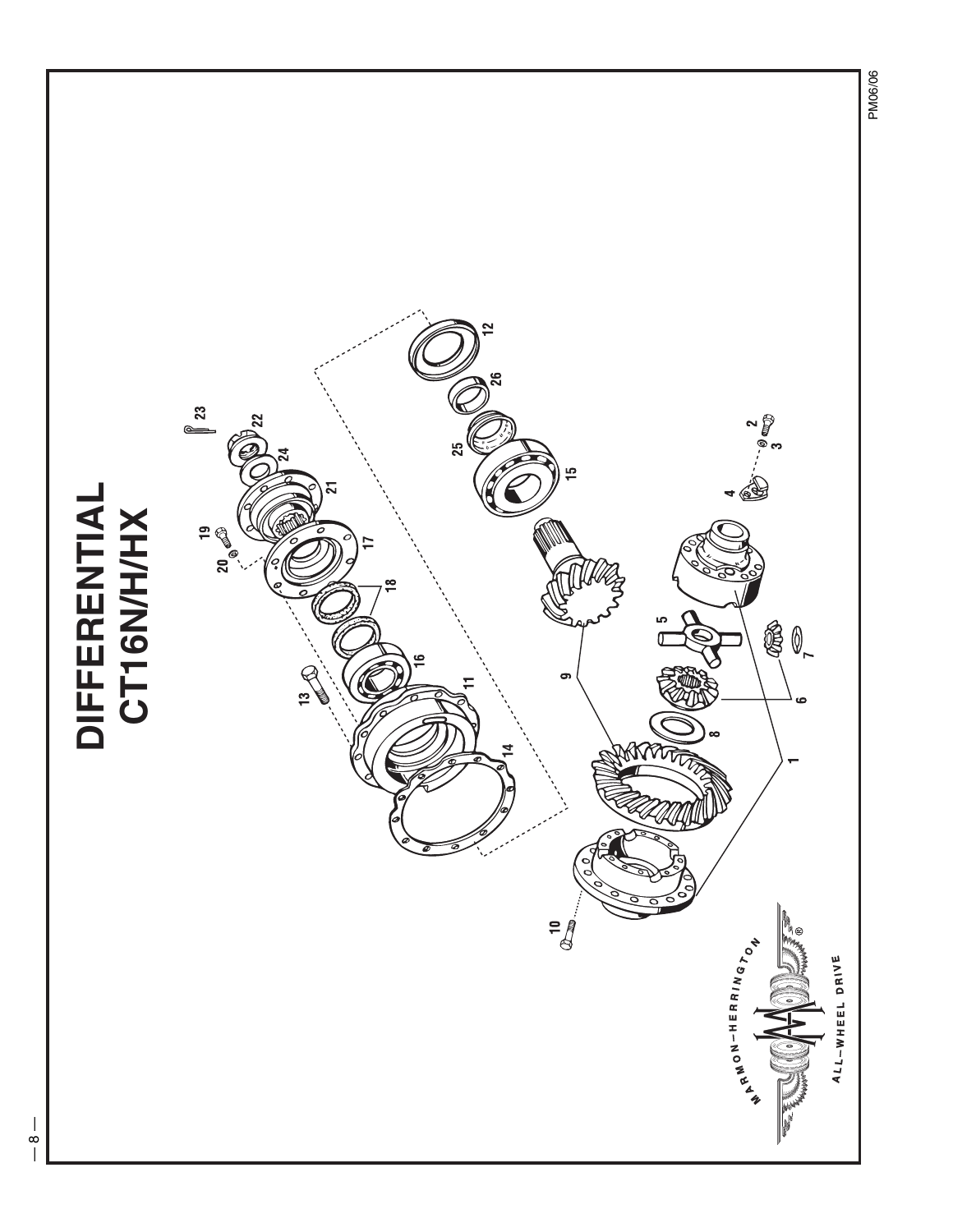# DIFFERENTIAL
# CT16N/H/HX

1
2
3
4
5
6
7
8
9
10
11
12
13
14
15
16
17
18
19
20
21
22
23
24
25
26

MARMON–HERRINGTON
ALL–WHEEL DRIVE

PM06/06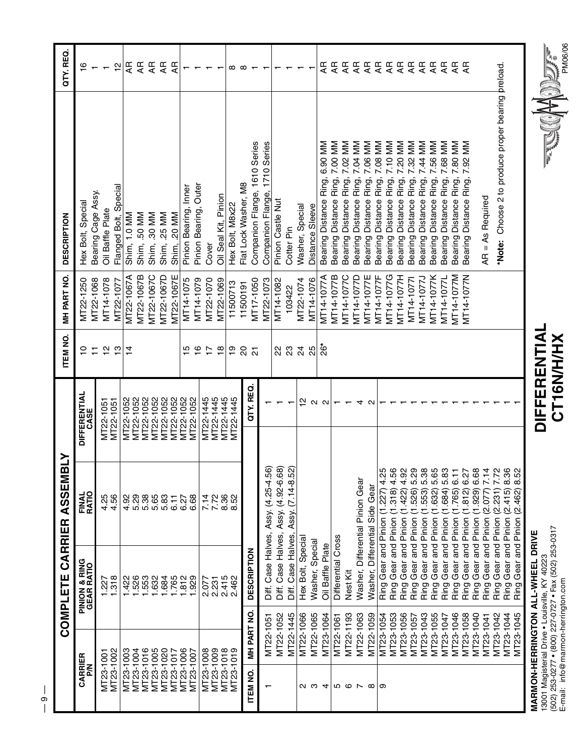## COMPLETE CARRIER ASSEMBLY

| CARRIER P/N | PINION & RING GEAR RATIO | FINAL RATIO | DIFFERENTIAL CASE |
|---|---|---|---|
| MT23-1001 | 1.227 | 4.25 | MT22-1051 |
| MT23-1002 | 1.318 | 4.56 | MT22-1051 |
| MT23-1003 | 1.422 | 4.92 | MT22-1052 |
| MT23-1004 | 1.526 | 5.29 | MT22-1052 |
| MT23-1016 | 1.553 | 5.38 | MT22-1052 |
| MT23-1005 | 1.632 | 5.65 | MT22-1052 |
| MT23-1020 | 1.684 | 5.83 | MT22-1052 |
| MT23-1017 | 1.765 | 6.11 | MT22-1052 |
| MT23-1006 | 1.812 | 6.27 | MT22-1052 |
| MT23-1007 | 1.929 | 6.68 | MT22-1052 |
| MT23-1008 | 2.077 | 7.14 | MT22-1445 |
| MT23-1009 | 2.231 | 7.72 | MT22-1445 |
| MT23-1018 | 2.415 | 8.36 | MT22-1445 |
| MT23-1019 | 2.462 | 8.52 | MT22-1445 |

| ITEM NO. | MH PART NO. | DESCRIPTION | QTY. REQ. |
|---|---|---|---|
| 1 | MT22-1051 | Diff. Case Halves, Assy. (4.25-4.56) | 1 |
| | MT22-1052 | Diff. Case Halves, Assy. (4.92-6.68) | 1 |
| | MT22-1445 | Diff. Case Halves, Assy. (7.14-8.52) | 1 |
| 2 | MT22-1066 | Hex Bolt, Special | 12 |
| 3 | MT22-1065 | Washer, Special | 2 |
| 4 | MT23-1064 | Oil Baffle Plate | 2 |
| 5 | MT22-1061 | Differential Cross | 1 |
| 6 | MT22-1193 | Nest Kit | 1 |
| 7 | MT22-1063 | Washer, Differential Pinion Gear | 4 |
| 8 | MT22-1059 | Washer, Differential Side Gear | 2 |
| 9 | MT23-1054 | Ring Gear and Pinion (1.227) 4.25 | 1 |
| | MT23-1053 | Ring Gear and Pinion (1.318) 4.56 | 1 |
| | MT23-1056 | Ring Gear and Pinion (1.422) 4.92 | 1 |
| | MT23-1057 | Ring Gear and Pinion (1.526) 5.29 | 1 |
| | MT23-1043 | Ring Gear and Pinion (1.553) 5.38 | 1 |
| | MT23-1055 | Ring Gear and Pinion (1.632) 5.65 | 1 |
| | MT23-1047 | Ring Gear and Pinion (1.684) 5.83 | 1 |
| | MT23-1046 | Ring Gear and Pinion (1.765) 6.11 | 1 |
| | MT23-1058 | Ring Gear and Pinion (1.812) 6.27 | 1 |
| | MT23-1040 | Ring Gear and Pinion (1.929) 6.68 | 1 |
| | MT23-1041 | Ring Gear and Pinion (2.077) 7.14 | 1 |
| | MT23-1042 | Ring Gear and Pinion (2.231) 7.72 | 1 |
| | MT23-1044 | Ring Gear and Pinion (2.415) 8.36 | 1 |
| | MT23-1045 | Ring Gear and Pinion (2.462) 8.52 | 1 |

| ITEM NO. | MH PART NO. | DESCRIPTION | QTY. REQ. |
|---|---|---|---|
| 10 | MT22-1250 | Hex Bolt, Special | 16 |
| 11 | MT22-1068 | Bearing Cage Assy. | 1 |
| 12 | MT14-1078 | Oil Baffle Plate | 1 |
| 13 | MT22-1077 | Flanged Bolt, Special | 12 |
| 14 | MT22-1067A | Shim, 1.0 MM | AR |
| | MT22-1067B | Shim, .50 MM | AR |
| | MT22-1067C | Shim, .30 MM | AR |
| | MT22-1067D | Shim, .25 MM | AR |
| | MT22-1067E | Shim, .20 MM | AR |
| 15 | MT14-1075 | Pinion Bearing, Inner | 1 |
| 16 | MT14-1079 | Pinion Bearing, Outer | 1 |
| 17 | MT22-1070 | Cover | 1 |
| 18 | MT22-1069 | Oil Seal Kit, Pinion | 1 |
| 19 | 11500713 | Hex Bolt, M8x22 | 8 |
| 20 | 11500191 | Flat Lock Washer, M8 | 8 |
| 21 | MT17-1050 | Companion Flange, 1610 Series | 1 |
| | MT22-1073 | Companion Flange, 1710 Series | 1 |
| 22 | MT14-1082 | Pinion Castle Nut | 1 |
| 23 | 103422 | Cotter Pin | 1 |
| 24 | MT22-1074 | Washer, Special | 1 |
| 25 | MT14-1076 | Distance Sleeve | 1 |
| 26* | MT14-1077A | Bearing Distance Ring, 6.90 MM | AR |
| | MT14-1077B | Bearing Distance Ring, 7.00 MM | AR |
| | MT14-1077C | Bearing Distance Ring, 7.02 MM | AR |
| | MT14-1077D | Bearing Distance Ring, 7.04 MM | AR |
| | MT14-1077E | Bearing Distance Ring, 7.06 MM | AR |
| | MT14-1077F | Bearing Distance Ring, 7.08 MM | AR |
| | MT14-1077G | Bearing Distance Ring, 7.10 MM | AR |
| | MT14-1077H | Bearing Distance Ring, 7.20 MM | AR |
| | MT14-1077I | Bearing Distance Ring, 7.32 MM | AR |
| | MT14-1077J | Bearing Distance Ring, 7.44 MM | AR |
| | MT14-1077K | Bearing Distance Ring, 7.56 MM | AR |
| | MT14-1077L | Bearing Distance Ring, 7.68 MM | AR |
| | MT14-1077M | Bearing Distance Ring, 7.80 MM | AR |
| | MT14-1077N | Bearing Distance Ring, 7.92 MM | AR |

AR = As Required

***Note:** Choose 2 to produce proper bearing preload.

**MARMON-HERRINGTON ALL-WHEEL DRIVE**
13001 Magisterial Drive • Louisville, KY 40223
(502) 253-0277 • (800) 227-0727 • Fax (502) 253-0317
E-mail: info@marmon-herrington.com

# DIFFERENTIAL CT16N/H/HX

PM06/06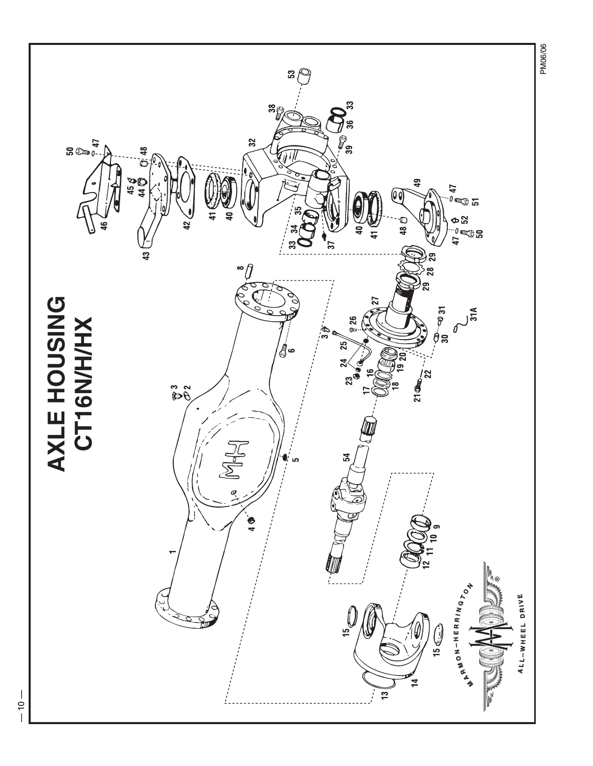# AXLE HOUSING
## CT16N/H/HX

1 2 3 4 5 6 8 9 10 11 12 13 14 15 15 16 17 18 19 20 21 22 23 24 25 26 27 28 29 29 30 31 31A 32 33 33 34 35 36 37 38 39 40 40 41 41 42 43 44 45 46 47 47 47 48 48 49 50 50 51 52 53 54

MARMON–HERRINGTON ALL–WHEEL DRIVE

PM06/06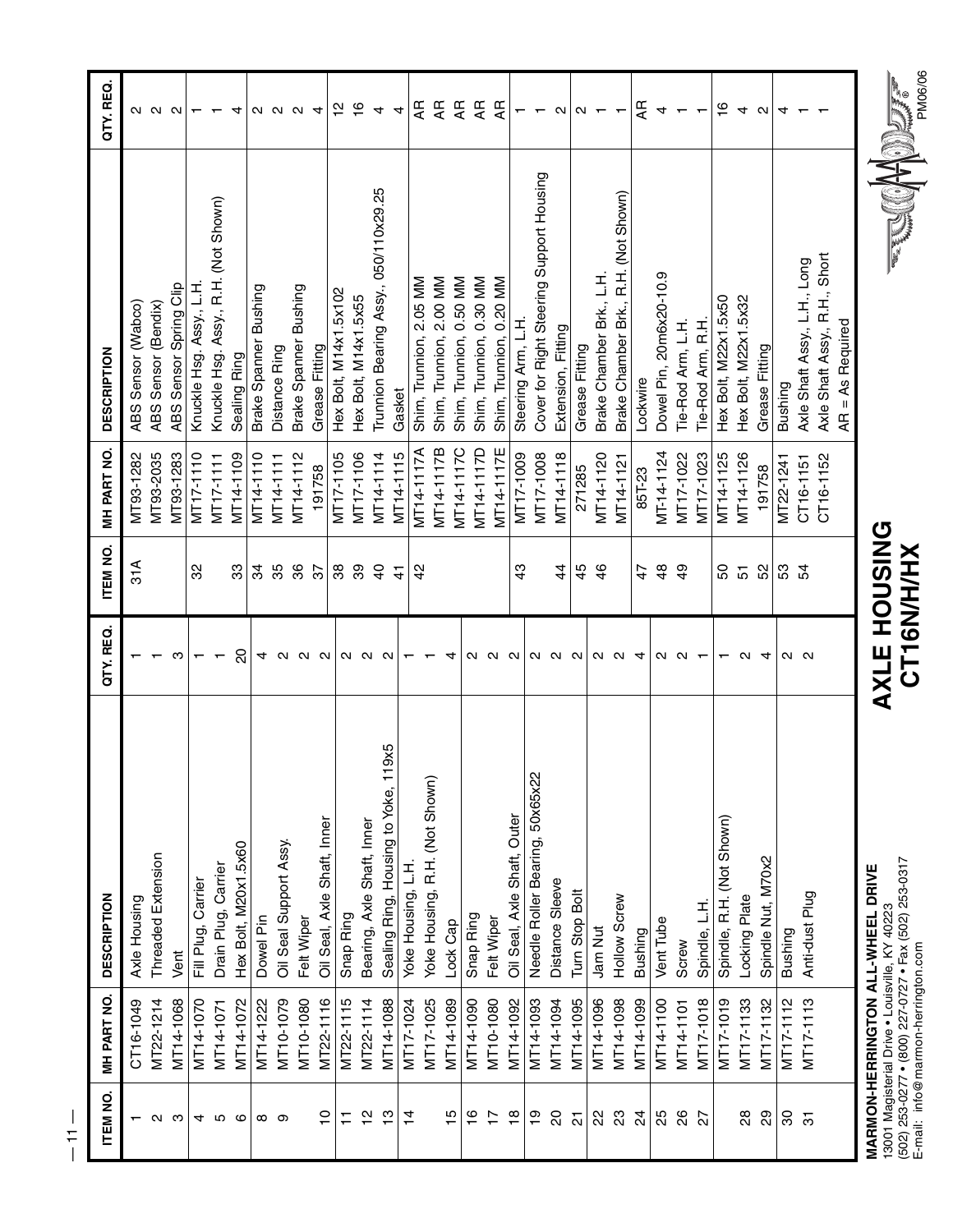# AXLE HOUSING
## CT16N/H/HX

| ITEM NO. | MH PART NO. | DESCRIPTION | QTY. REQ. |
|---|---|---|---|
| 1 | CT16-1049 | Axle Housing | 1 |
| 2 | MT22-1214 | Threaded Extension | 1 |
| 3 | MT14-1068 | Vent | 3 |
| 4 | MT14-1070 | Fill Plug, Carrier | 1 |
| 5 | MT14-1071 | Drain Plug, Carrier | 1 |
| 6 | MT14-1072 | Hex Bolt, M20x1.5x60 | 20 |
| 8 | MT14-1222 | Dowel Pin | 4 |
| 9 | MT10-1079 | Oil Seal Support Assy. | 2 |
| | MT10-1080 | Felt Wiper | 2 |
| 10 | MT22-1116 | Oil Seal, Axle Shaft, Inner | 2 |
| 11 | MT22-1115 | Snap Ring | 2 |
| 12 | MT22-1114 | Bearing, Axle Shaft, Inner | 2 |
| 13 | MT14-1088 | Sealing Ring, Housing to Yoke, 119x5 | 2 |
| 14 | MT17-1024 | Yoke Housing, L.H. | 1 |
| | MT17-1025 | Yoke Housing, R.H. (Not Shown) | 1 |
| 15 | MT14-1089 | Lock Cap | 4 |
| 16 | MT14-1090 | Snap Ring | 2 |
| 17 | MT10-1080 | Felt Wiper | 2 |
| 18 | MT14-1092 | Oil Seal, Axle Shaft, Outer | 2 |
| 19 | MT14-1093 | Needle Roller Bearing, 50x65x22 | 2 |
| 20 | MT14-1094 | Distance Sleeve | 2 |
| 21 | MT14-1095 | Turn Stop Bolt | 2 |
| 22 | MT14-1096 | Jam Nut | 2 |
| 23 | MT14-1098 | Hollow Screw | 2 |
| 24 | MT14-1099 | Bushing | 4 |
| 25 | MT14-1100 | Vent Tube | 2 |
| 26 | MT14-1101 | Screw | 2 |
| 27 | MT17-1018 | Spindle, L.H. | 1 |
| | MT17-1019 | Spindle, R.H. (Not Shown) | 1 |
| 28 | MT17-1133 | Locking Plate | 2 |
| 29 | MT17-1132 | Spindle Nut, M70x2 | 4 |
| 30 | MT17-1112 | Bushing | 2 |
| 31 | MT17-1113 | Anti-dust Plug | 2 |
| 31A | MT93-1282 | ABS Sensor (Wabco) | 2 |
| | MT93-2035 | ABS Sensor (Bendix) | 2 |
| | MT93-1283 | ABS Sensor Spring Clip | 2 |
| 32 | MT17-1110 | Knuckle Hsg. Assy., L.H. | 1 |
| | MT17-1111 | Knuckle Hsg. Assy., R.H. (Not Shown) | 1 |
| 33 | MT14-1109 | Sealing Ring | 4 |
| 34 | MT14-1110 | Brake Spanner Bushing | 2 |
| 35 | MT14-1111 | Distance Ring | 2 |
| 36 | MT14-1112 | Brake Spanner Bushing | 2 |
| 37 | 191758 | Grease Fitting | 4 |
| 38 | MT17-1105 | Hex Bolt, M14x1.5x102 | 12 |
| 39 | MT17-1106 | Hex Bolt, M14x1.5x55 | 16 |
| 40 | MT14-1114 | Trunnion Bearing Assy., 050/110x29.25 | 4 |
| 41 | MT14-1115 | Gasket | 4 |
| 42 | MT14-1117A | Shim, Trunnion, 2.05 MM | AR |
| | MT14-1117B | Shim, Trunnion, 2.00 MM | AR |
| | MT14-1117C | Shim, Trunnion, 0.50 MM | AR |
| | MT14-1117D | Shim, Trunnion, 0.30 MM | AR |
| | MT14-1117E | Shim, Trunnion, 0.20 MM | AR |
| 43 | MT17-1009 | Steering Arm, L.H. | 1 |
| | MT17-1008 | Cover for Right Steering Support Housing | 1 |
| 44 | MT14-1118 | Extension, Fitting | 2 |
| 45 | 271285 | Grease Fitting | 2 |
| 46 | MT14-1120 | Brake Chamber Brk., L.H. | 1 |
| | MT14-1121 | Brake Chamber Brk., R.H. (Not Shown) | 1 |
| 47 | 85T-23 | Lockwire | AR |
| 48 | MT14-1124 | Dowel Pin, 20m6x20-10.9 | 4 |
| 49 | MT17-1022 | Tie-Rod Arm, L.H. | 1 |
| | MT17-1023 | Tie-Rod Arm, R.H. | 1 |
| 50 | MT14-1125 | Hex Bolt, M22x1.5x50 | 16 |
| 51 | MT14-1126 | Hex Bolt, M22x1.5x32 | 4 |
| 52 | 191758 | Grease Fitting | 2 |
| 53 | MT22-1241 | Bushing | 4 |
| 54 | CT16-1151 | Axle Shaft Assy., L.H., Long | 1 |
| | CT16-1152 | Axle Shaft Assy., R.H., Short | 1 |

AR = As Required

**MARMON-HERRINGTON ALL-WHEEL DRIVE**
13001 Magisterial Drive • Louisville, KY 40223
(502) 253-0277 • (800) 227-0727 • Fax (502) 253-0317
E-mail: info@marmon-herrington.com

PM06/06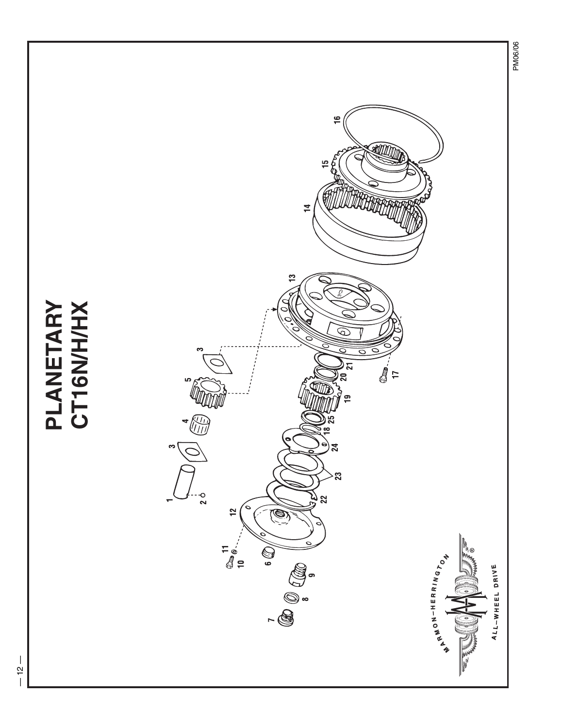# PLANETARY
# CT16N/H/HX

1
2
3
4
5
3
6
7
8
9
10
11
12
13
14
15
16
17
18
19
20
21
22
23
24
25

MARMON–HERRINGTON
ALL–WHEEL DRIVE

PM06/06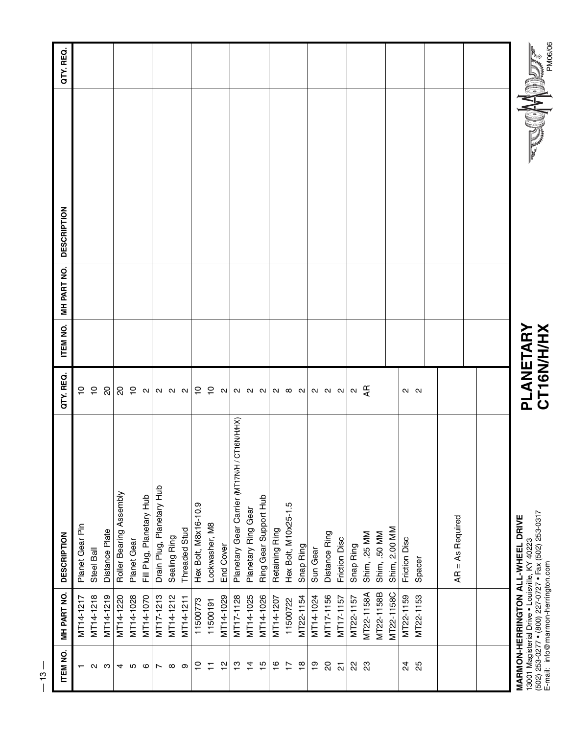| ITEM NO. | MH PART NO. | DESCRIPTION | QTY. REQ. | ITEM NO. | MH PART NO. | DESCRIPTION | QTY. REQ. |
|---|---|---|---|---|---|---|---|
| 1 | MT14-1217 | Planet Gear Pin | 10 | | | | |
| 2 | MT14-1218 | Steel Ball | 10 | | | | |
| 3 | MT14-1219 | Distance Plate | 20 | | | | |
| 4 | MT14-1220 | Roller Bearing Assembly | 20 | | | | |
| 5 | MT14-1028 | Planet Gear | 10 | | | | |
| 6 | MT14-1070 | Fill Plug, Planetary Hub | 2 | | | | |
| 7 | MT17-1213 | Drain Plug, Planetary Hub | 2 | | | | |
| 8 | MT14-1212 | Sealing Ring | 2 | | | | |
| 9 | MT14-1211 | Threaded Stud | 2 | | | | |
| 10 | 11500773 | Hex Bolt, M8x16-10.9 | 10 | | | | |
| 11 | 11500191 | Lockwasher, M8 | 10 | | | | |
| 12 | MT14-1029 | End Cover | 2 | | | | |
| 13 | MT17-1128 | Planetary Gear Carrier (MT17N/H / CT16N/H/HX) | 2 | | | | |
| 14 | MT14-1025 | Planetary Ring Gear | 2 | | | | |
| 15 | MT14-1026 | Ring Gear Support Hub | 2 | | | | |
| 16 | MT14-1207 | Retaining Ring | 2 | | | | |
| 17 | 11500722 | Hex Bolt, M10x25-1.5 | 8 | | | | |
| 18 | MT22-1154 | Snap Ring | 2 | | | | |
| 19 | MT14-1024 | Sun Gear | 2 | | | | |
| 20 | MT17-1156 | Distance Ring | 2 | | | | |
| 21 | MT17-1157 | Friction Disc | 2 | | | | |
| 22 | MT22-1157 | Snap Ring | 2 | | | | |
| 23 | MT22-1158A | Shim, .25 MM | AR | | | | |
| | MT22-1158B | Shim, .50 MM | | | | | |
| | MT22-1158C | Shim, 2.00 MM | | | | | |
| 24 | MT22-1159 | Friction Disc | 2 | | | | |
| 25 | MT22-1153 | Spacer | 2 | | | | |
| | | AR = As Required | | | | | |

**PLANETARY**
**CT16N/H/HX**

**MARMON-HERRINGTON ALL-WHEEL DRIVE**
13001 Magisterial Drive • Louisville, KY 40223
(502) 253-0277 • (800) 227-0727 • Fax (502) 253-0317
E-mail: info@marmon-herrington.com

PM06/06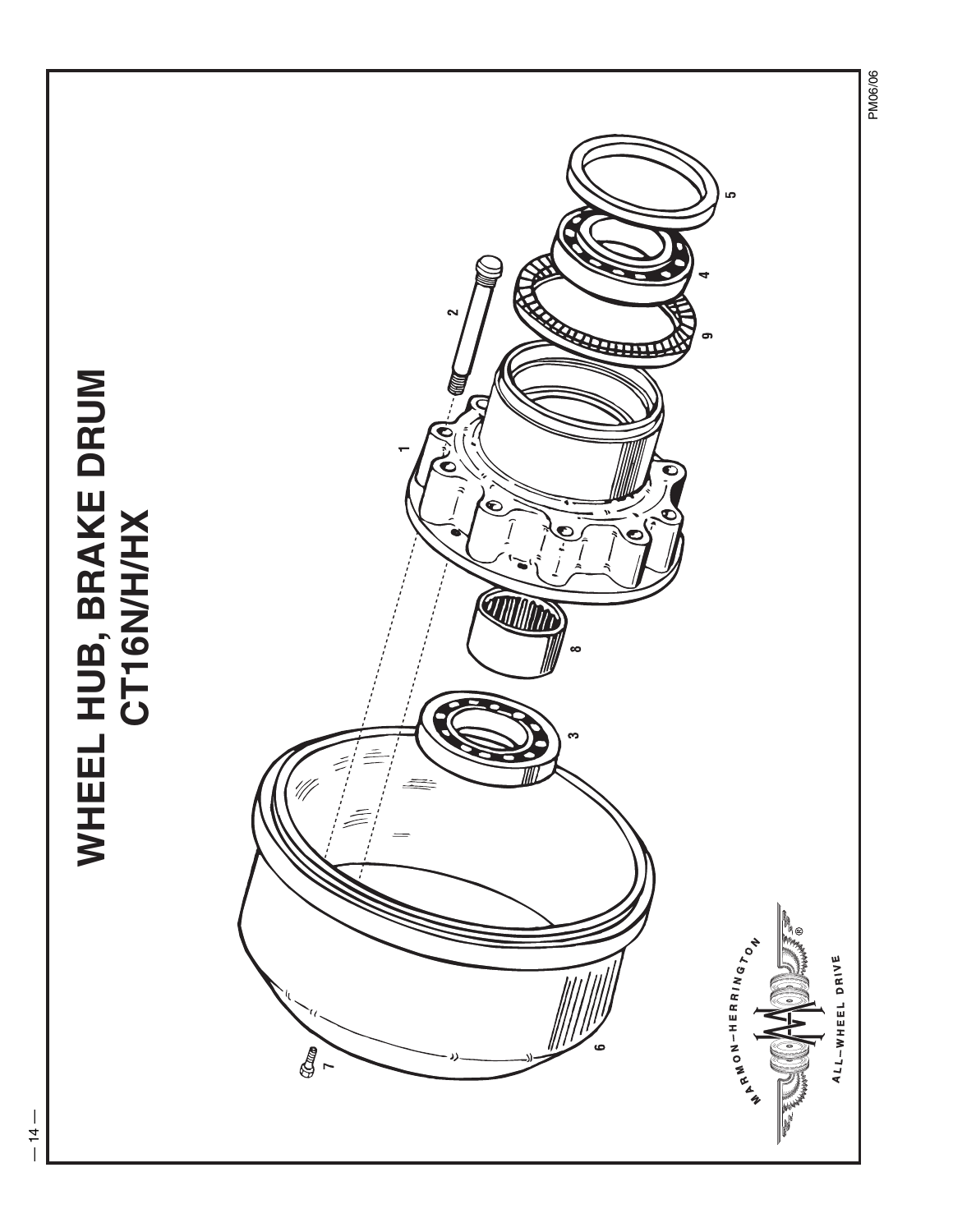# WHEEL HUB, BRAKE DRUM
## CT16N/H/H/HX

1

2

3

4

5

6

7

8

9

MARMON–HERRINGTON

ALL–WHEEL DRIVE

PM06/06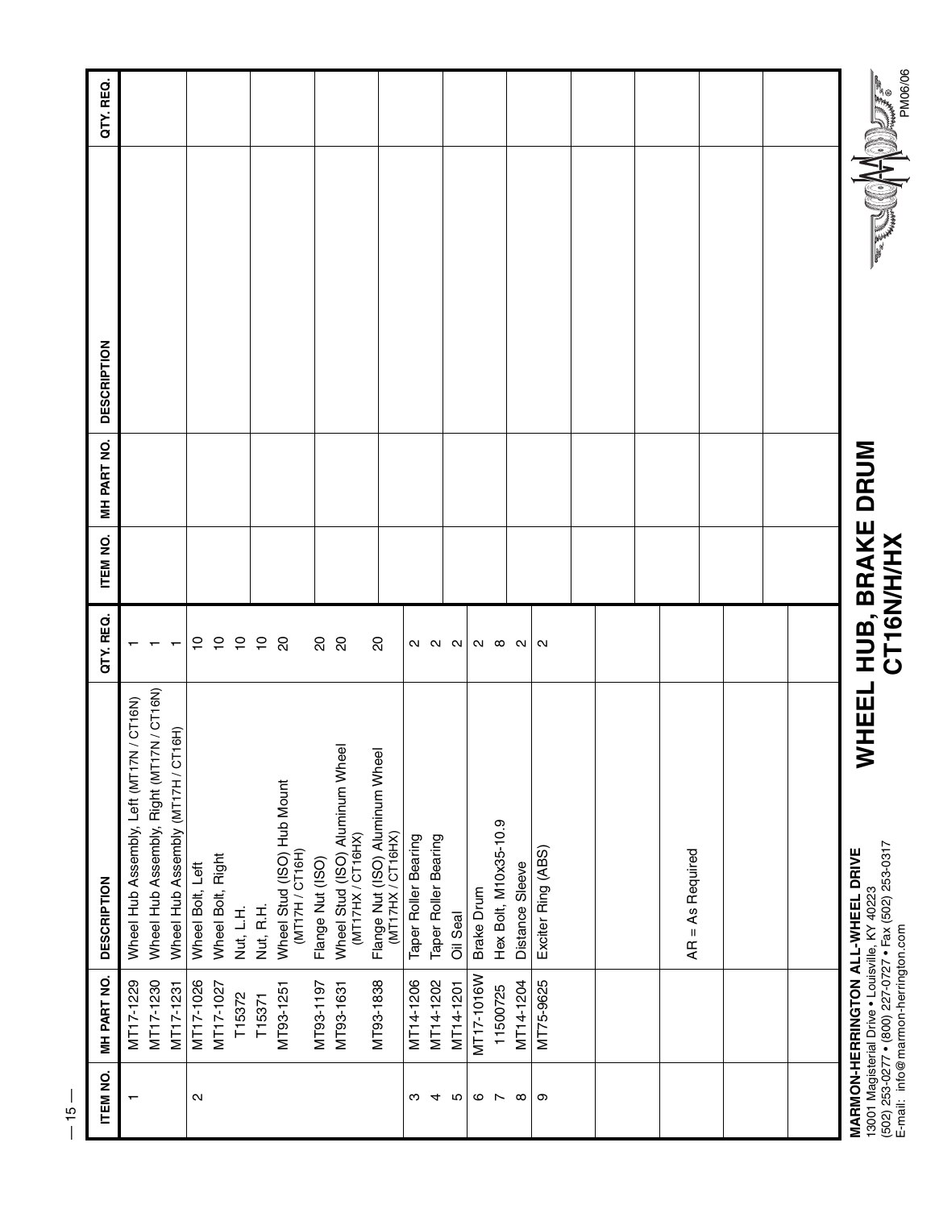# WHEEL HUB, BRAKE DRUM
## CT16N/H/HX

| ITEM NO. | MH PART NO. | DESCRIPTION | QTY. REQ. |
|---|---|---|---|
| 1 | MT17-1229 | Wheel Hub Assembly, Left (MT17N / CT16N) | 1 |
| | MT17-1230 | Wheel Hub Assembly, Right (MT17N / CT16N) | 1 |
| | MT17-1231 | Wheel Hub Assembly (MT17H / CT16H) | 1 |
| 2 | MT17-1026 | Wheel Bolt, Left | 10 |
| | MT17-1027 | Wheel Bolt, Right | 10 |
| | T15372 | Nut, L.H. | 10 |
| | T15371 | Nut, R.H. | 10 |
| | MT93-1251 | Wheel Stud (ISO) Hub Mount (MT17H / CT16H) | 20 |
| | MT93-1197 | Flange Nut (ISO) | 20 |
| | MT93-1631 | Wheel Stud (ISO) Aluminum Wheel (MT17HX / CT16HX) | 20 |
| | MT93-1838 | Flange Nut (ISO) Aluminum Wheel (MT17HX / CT16HX) | 20 |
| 3 | MT14-1206 | Taper Roller Bearing | 2 |
| 4 | MT14-1202 | Taper Roller Bearing | 2 |
| 5 | MT14-1201 | Oil Seal | 2 |
| 6 | MT17-1016W | Brake Drum | 2 |
| 7 | 11500725 | Hex Bolt, M10x35-10.9 | 8 |
| 8 | MT14-1204 | Distance Sleeve | 2 |
| 9 | MT75-9625 | Exciter Ring (ABS) | 2 |
| | | AR = As Required | |

**MARMON-HERRINGTON ALL-WHEEL DRIVE**
13001 Magisterial Drive • Louisville, KY 40223
(502) 253-0277 • (800) 227-0727 • Fax (502) 253-0317
E-mail: info@marmon-herrington.com

PM06/06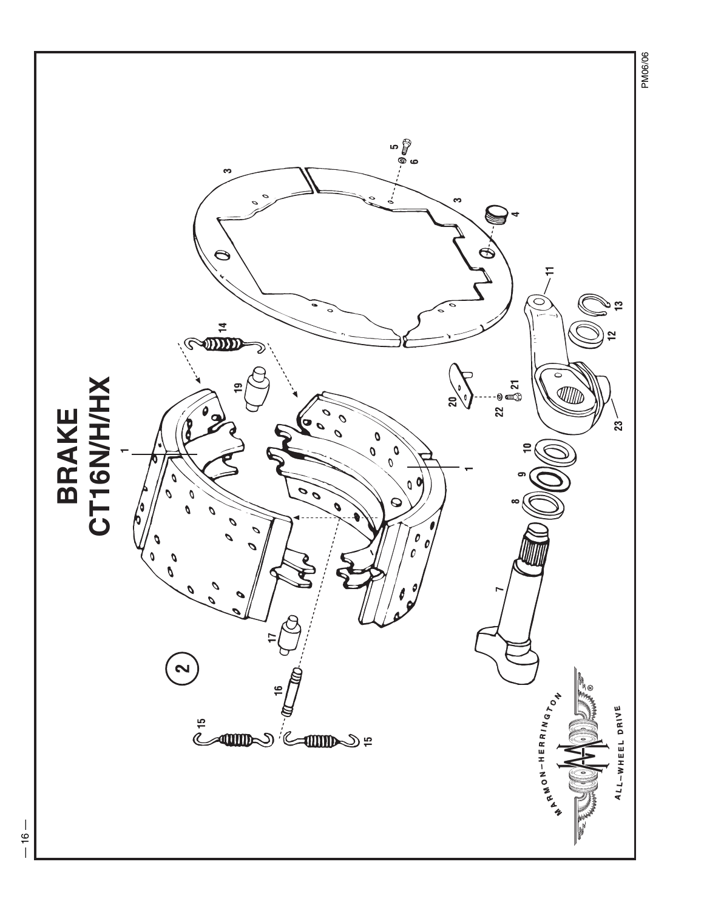# BRAKE
## CT16N/H/HX

2

1

1

3

3

4

5

6

7

8

9

10

11

12

13

14

15

15

16

17

19

20

21

22

23

MARMON-HERRINGTON

ALL-WHEEL DRIVE

PM06/06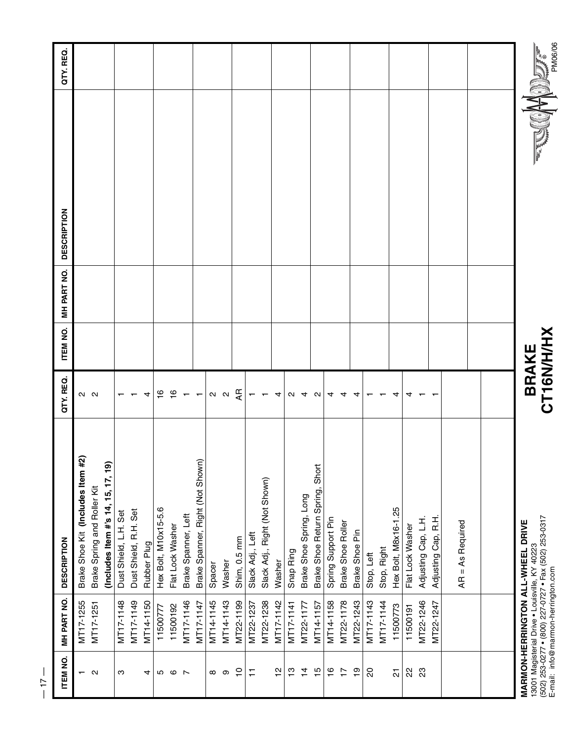| ITEM NO. | MH PART NO. | DESCRIPTION | QTY. REQ. |
|---|---|---|---|
| 1 | MT17-1255 | Brake Shoe Kit **(Includes Item #2)** | 2 |
| 2 | MT17-1251 | Brake Spring and Roller Kit | 2 |
| | | **(Includes Item #'s 14, 15, 17, 19)** | |
| 3 | MT17-1148 | Dust Shield, L.H. Set | 1 |
| | MT17-1149 | Dust Shield, R.H. Set | 1 |
| 4 | MT14-1150 | Rubber Plug | 4 |
| 5 | 11500777 | Hex Bolt, M10x15-5.6 | 16 |
| 6 | 11500192 | Flat Lock Washer | 16 |
| 7 | MT17-1146 | Brake Spanner, Left | 1 |
| | MT17-1147 | Brake Spanner, Right (Not Shown) | 1 |
| 8 | MT14-1145 | Spacer | 2 |
| 9 | MT14-1143 | Washer | 2 |
| 10 | MT22-1199 | Shim, 0.5 mm | AR |
| 11 | MT22-1237 | Slack Adj., Left | 1 |
| | MT22-1238 | Slack Adj., Right (Not Shown) | 1 |
| 12 | MT17-1142 | Washer | 4 |
| 13 | MT17-1141 | Snap Ring | 2 |
| 14 | MT22-1177 | Brake Shoe Spring, Long | 4 |
| 15 | MT14-1157 | Brake Shoe Return Spring, Short | 2 |
| 16 | MT14-1158 | Spring Support Pin | 4 |
| 17 | MT22-1178 | Brake Shoe Roller | 4 |
| 19 | MT22-1243 | Brake Shoe Pin | 4 |
| 20 | MT17-1143 | Stop, Left | 1 |
| | MT17-1144 | Stop, Right | 1 |
| 21 | 11500773 | Hex Bolt, M8x16-1.25 | 4 |
| 22 | 11500191 | Flat Lock Washer | 4 |
| 23 | MT22-1246 | Adjusting Cap, L.H. | 1 |
| | MT22-1247 | Adjusting Cap, R.H. | 1 |
| | | AR = As Required | |

| ITEM NO. | MH PART NO. | DESCRIPTION | QTY. REQ. |
|---|---|---|---|
| | | | |

# BRAKE
# CT16N/H/HX

**MARMON-HERRINGTON ALL-WHEEL DRIVE**
13001 Magisterial Drive • Louisville, KY 40223
(502) 253-0277 • (800) 227-0727 • Fax (502) 253-0317
E-mail: info@marmon-herrington.com

PM06/06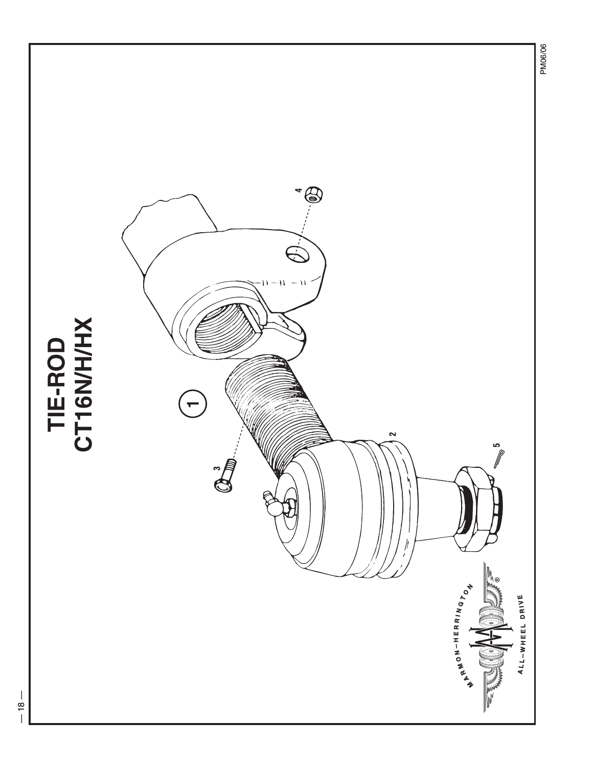# TIE-ROD
# CT16N/H/HX

1

2

3

4

5

MARMON–HERRINGTON

ALL–WHEEL DRIVE

PM06/06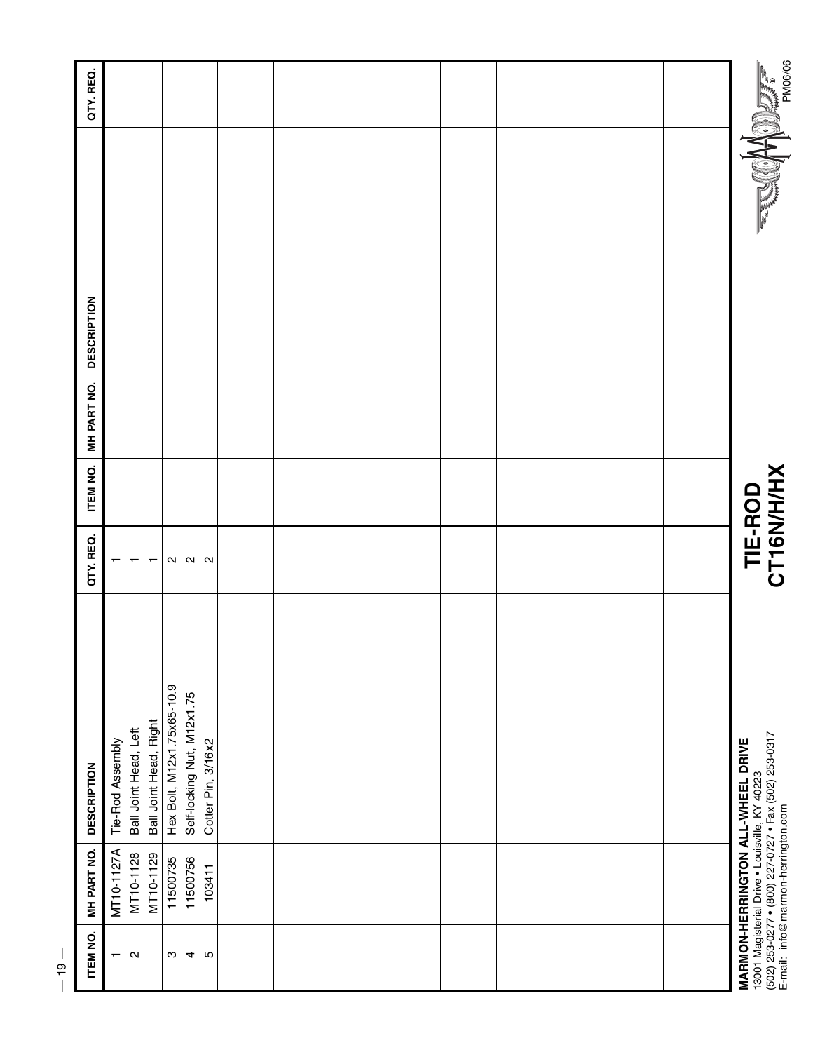| ITEM NO. | MH PART NO. | DESCRIPTION | QTY. REQ. | ITEM NO. | MH PART NO. | DESCRIPTION | QTY. REQ. |
|---|---|---|---|---|---|---|---|
| 1 | MT10-1127A | Tie-Rod Assembly | 1 | | | | |
| 2 | MT10-1128 | Ball Joint Head, Left | 1 | | | | |
| | MT10-1129 | Ball Joint Head, Right | 1 | | | | |
| 3 | 11500735 | Hex Bolt, M12x1.75x65-10.9 | 2 | | | | |
| 4 | 11500756 | Self-locking Nut, M12x1.75 | 2 | | | | |
| 5 | 103411 | Cotter Pin, 3/16x2 | 2 | | | | |

# TIE-ROD
# CT16N/H/HX

**MARMON-HERRINGTON ALL-WHEEL DRIVE**
13001 Magisterial Drive • Louisville, KY 40223
(502) 253-0277 • (800) 227-0727 • Fax (502) 253-0317
E-mail: info@marmon-herrington.com

PM06/06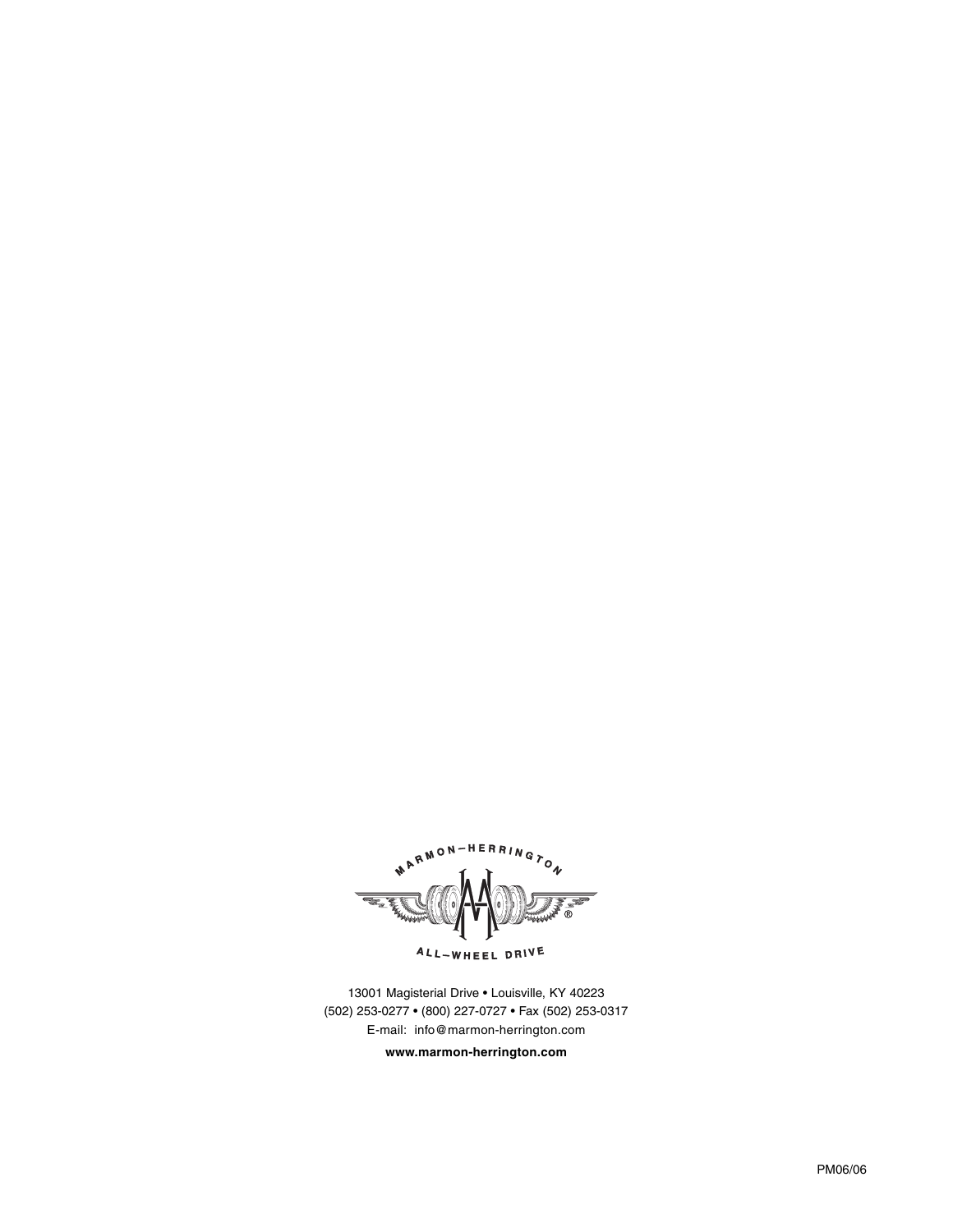MARMON–HERRINGTON

ALL–WHEEL DRIVE

13001 Magisterial Drive • Louisville, KY 40223
(502) 253-0277 • (800) 227-0727 • Fax (502) 253-0317
E-mail: info@marmon-herrington.com

**www.marmon-herrington.com**

PM06/06